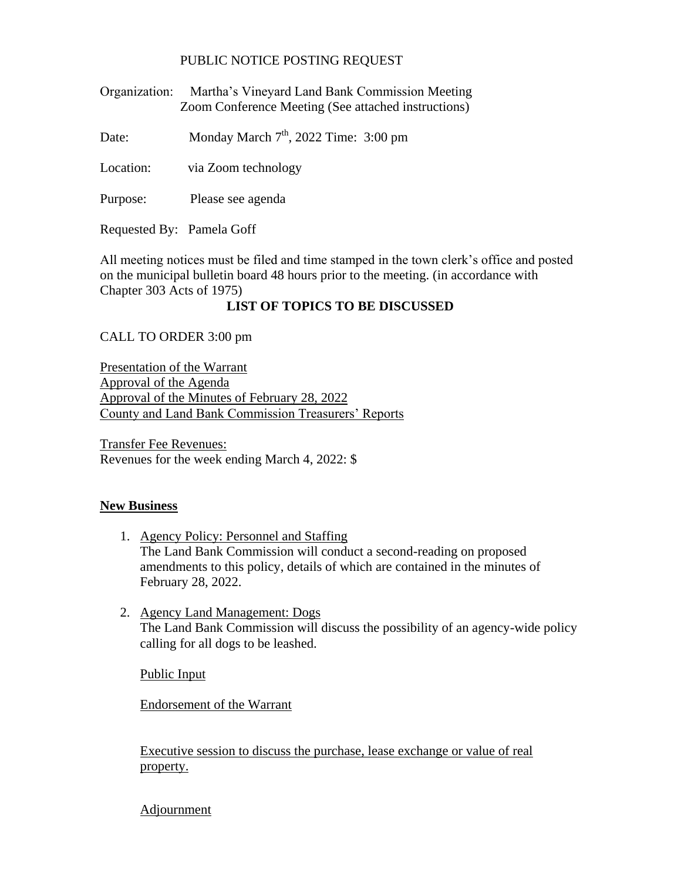PUBLIC NOTICE POSTING REQUEST

Organization: Martha's Vineyard Land Bank Commission Meeting
Zoom Conference Meeting (See attached instructions)

Date: Monday March 7th, 2022 Time: 3:00 pm

Location: via Zoom technology

Purpose: Please see agenda

Requested By: Pamela Goff

All meeting notices must be filed and time stamped in the town clerk's office and posted on the municipal bulletin board 48 hours prior to the meeting. (in accordance with Chapter 303 Acts of 1975)

**LIST OF TOPICS TO BE DISCUSSED**

CALL TO ORDER 3:00 pm

Presentation of the Warrant
Approval of the Agenda
Approval of the Minutes of February 28, 2022
County and Land Bank Commission Treasurers' Reports

Transfer Fee Revenues:
Revenues for the week ending March 4, 2022: $

**New Business**

1. Agency Policy: Personnel and Staffing
   The Land Bank Commission will conduct a second-reading on proposed amendments to this policy, details of which are contained in the minutes of February 28, 2022.

2. Agency Land Management: Dogs
   The Land Bank Commission will discuss the possibility of an agency-wide policy calling for all dogs to be leashed.

   Public Input

   Endorsement of the Warrant

   Executive session to discuss the purchase, lease exchange or value of real property.

   Adjournment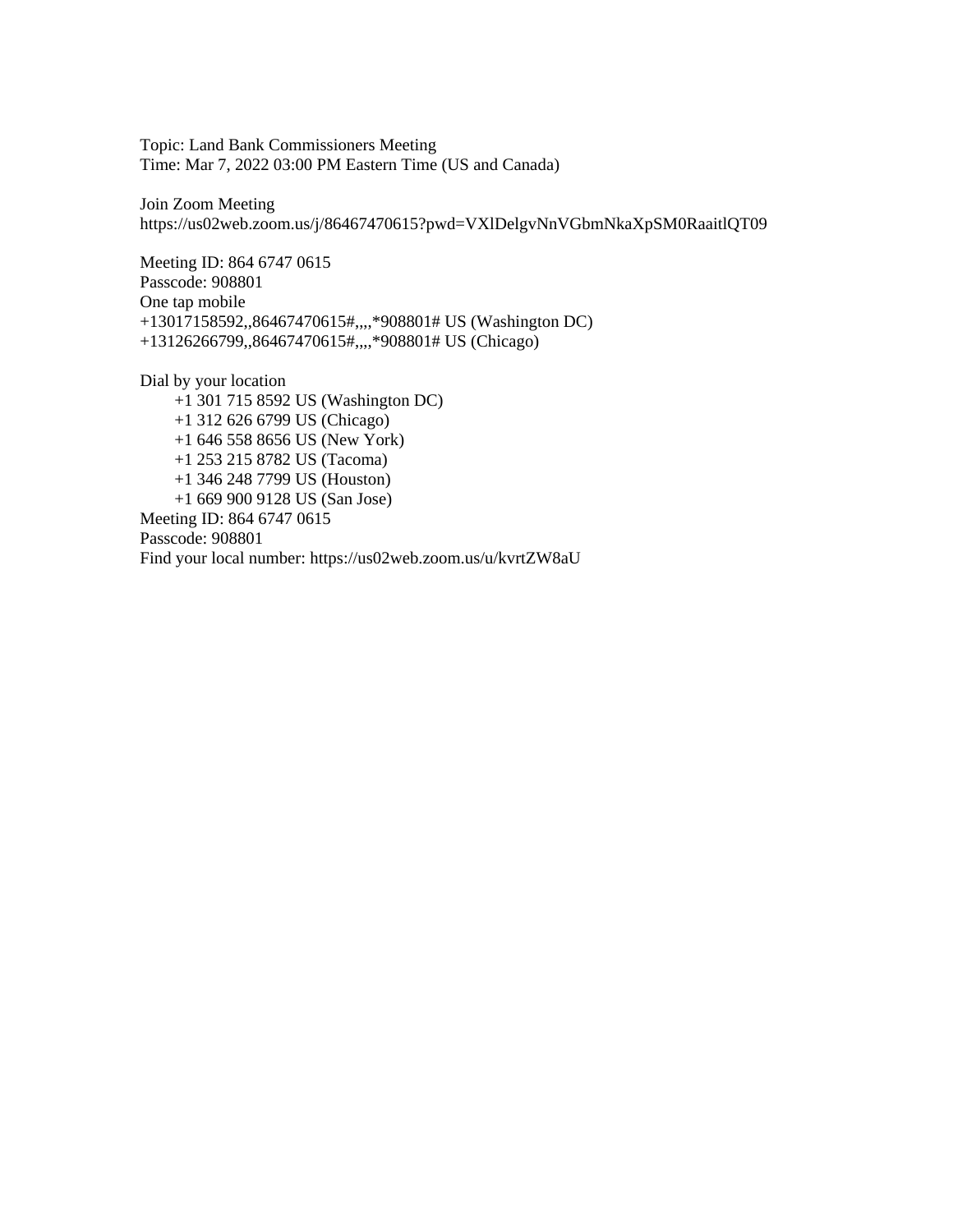Topic: Land Bank Commissioners Meeting
Time: Mar 7, 2022 03:00 PM Eastern Time (US and Canada)

Join Zoom Meeting
https://us02web.zoom.us/j/86467470615?pwd=VXlDelgvNnVGbmNkaXpSM0RaaitlQT09

Meeting ID: 864 6747 0615
Passcode: 908801
One tap mobile
+13017158592,,86467470615#,,,,*908801# US (Washington DC)
+13126266799,,86467470615#,,,,*908801# US (Chicago)

Dial by your location
- +1 301 715 8592 US (Washington DC)
- +1 312 626 6799 US (Chicago)
- +1 646 558 8656 US (New York)
- +1 253 215 8782 US (Tacoma)
- +1 346 248 7799 US (Houston)
- +1 669 900 9128 US (San Jose)

Meeting ID: 864 6747 0615
Passcode: 908801
Find your local number: https://us02web.zoom.us/u/kvrtZW8aU